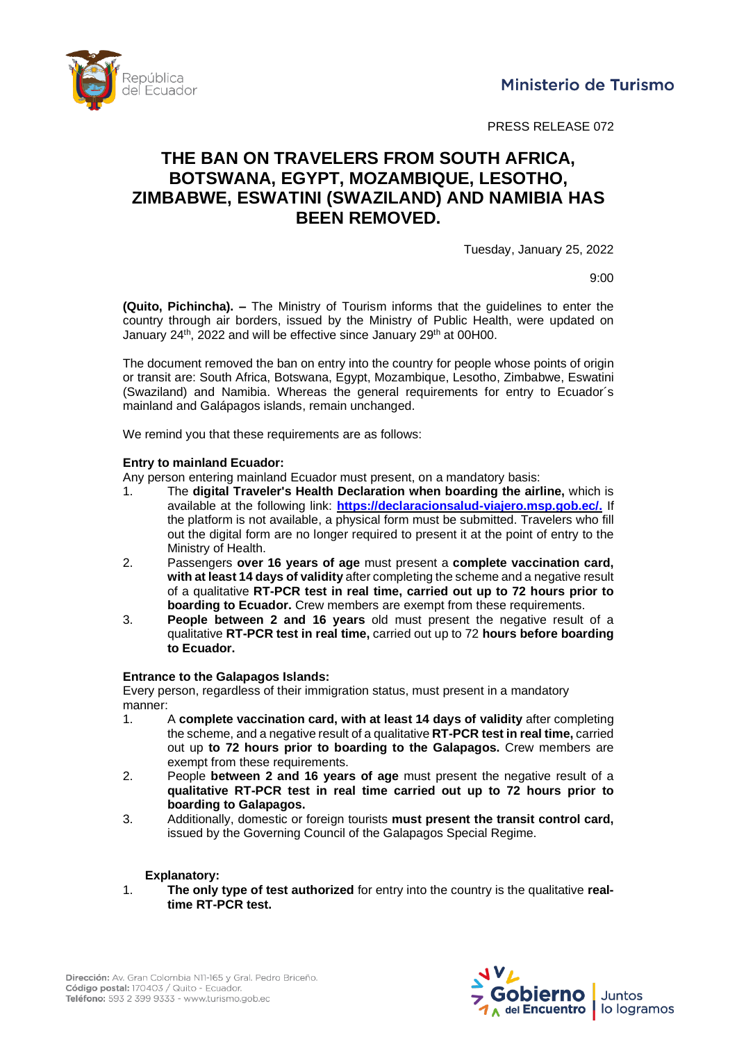Ministerio de Turismo

PRESS RELEASE 072

# THE BAN ON TRAVELERS FROM SOUTH AFRICA, BOTSWANA, EGYPT, MOZAMBIQUE, LESOTHO, ZIMBABWE, ESWATINI (SWAZILAND) AND NAMIBIA HAS BEEN REMOVED.

Tuesday, January 25, 2022

9:00

**(Quito, Pichincha). –** The Ministry of Tourism informs that the guidelines to enter the country through air borders, issued by the Ministry of Public Health, were updated on January 24th, 2022 and will be effective since January 29th at 00H00.

The document removed the ban on entry into the country for people whose points of origin or transit are: South Africa, Botswana, Egypt, Mozambique, Lesotho, Zimbabwe, Eswatini (Swaziland) and Namibia. Whereas the general requirements for entry to Ecuador´s mainland and Galápagos islands, remain unchanged.

We remind you that these requirements are as follows:

**Entry to mainland Ecuador:**

Any person entering mainland Ecuador must present, on a mandatory basis:

1. The **digital Traveler's Health Declaration when boarding the airline,** which is available at the following link: **https://declaracionsalud-viajero.msp.gob.ec/.** If the platform is not available, a physical form must be submitted. Travelers who fill out the digital form are no longer required to present it at the point of entry to the Ministry of Health.
2. Passengers **over 16 years of age** must present a **complete vaccination card, with at least 14 days of validity** after completing the scheme and a negative result of a qualitative **RT-PCR test in real time, carried out up to 72 hours prior to boarding to Ecuador.** Crew members are exempt from these requirements.
3. **People between 2 and 16 years** old must present the negative result of a qualitative **RT-PCR test in real time,** carried out up to 72 **hours before boarding to Ecuador.**

**Entrance to the Galapagos Islands:**

Every person, regardless of their immigration status, must present in a mandatory manner:

1. A **complete vaccination card, with at least 14 days of validity** after completing the scheme, and a negative result of a qualitative **RT-PCR test in real time,** carried out up **to 72 hours prior to boarding to the Galapagos.** Crew members are exempt from these requirements.
2. People **between 2 and 16 years of age** must present the negative result of a **qualitative RT-PCR test in real time carried out up to 72 hours prior to boarding to Galapagos.**
3. Additionally, domestic or foreign tourists **must present the transit control card,** issued by the Governing Council of the Galapagos Special Regime.

**Explanatory:**

1. **The only type of test authorized** for entry into the country is the qualitative **real-time RT-PCR test.**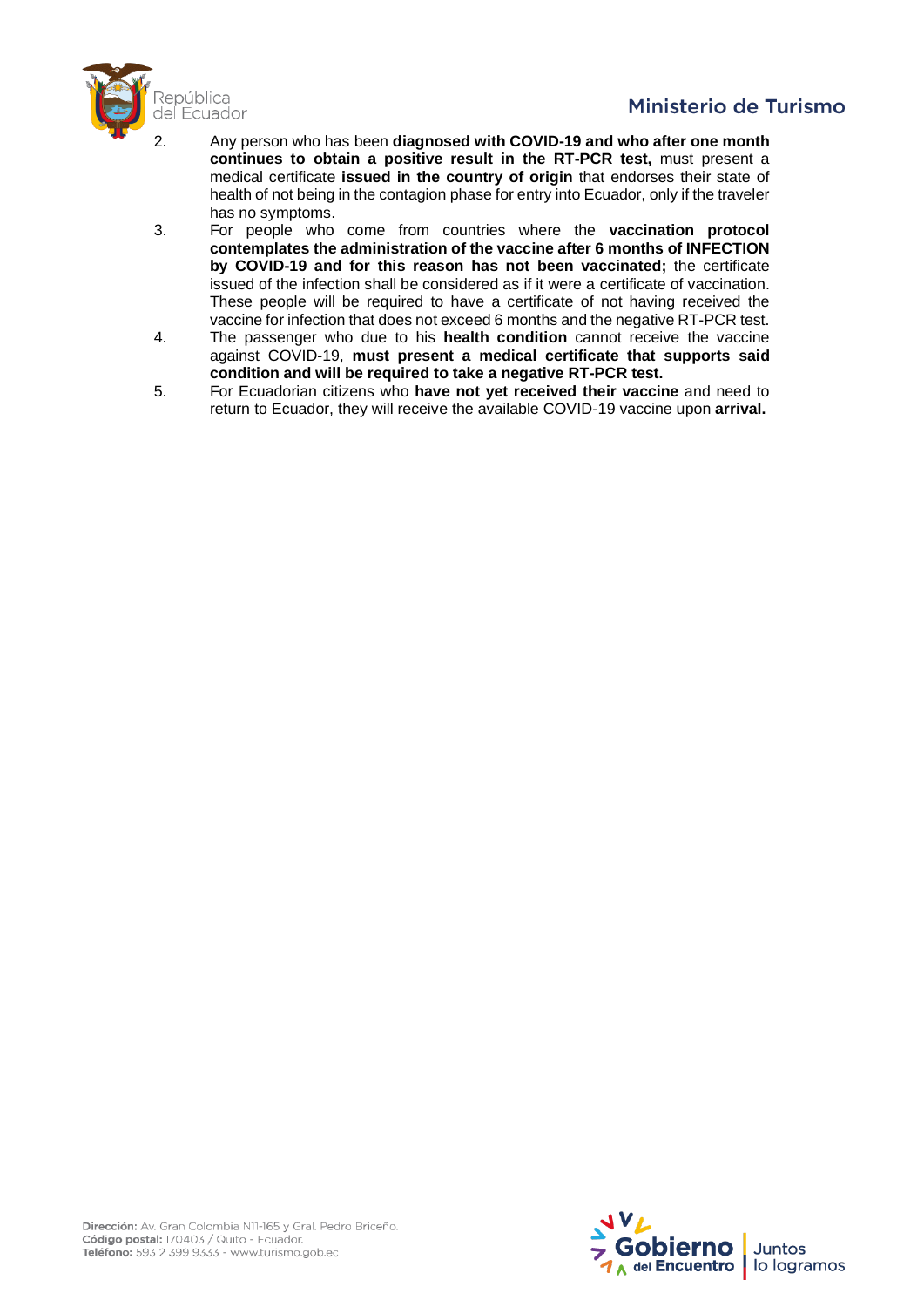2. Any person who has been **diagnosed with COVID-19 and who after one month continues to obtain a positive result in the RT-PCR test,** must present a medical certificate **issued in the country of origin** that endorses their state of health of not being in the contagion phase for entry into Ecuador, only if the traveler has no symptoms.
3. For people who come from countries where the **vaccination protocol contemplates the administration of the vaccine after 6 months of INFECTION by COVID-19 and for this reason has not been vaccinated;** the certificate issued of the infection shall be considered as if it were a certificate of vaccination. These people will be required to have a certificate of not having received the vaccine for infection that does not exceed 6 months and the negative RT-PCR test.
4. The passenger who due to his **health condition** cannot receive the vaccine against COVID-19, **must present a medical certificate that supports said condition and will be required to take a negative RT-PCR test.**
5. For Ecuadorian citizens who **have not yet received their vaccine** and need to return to Ecuador, they will receive the available COVID-19 vaccine upon **arrival.**